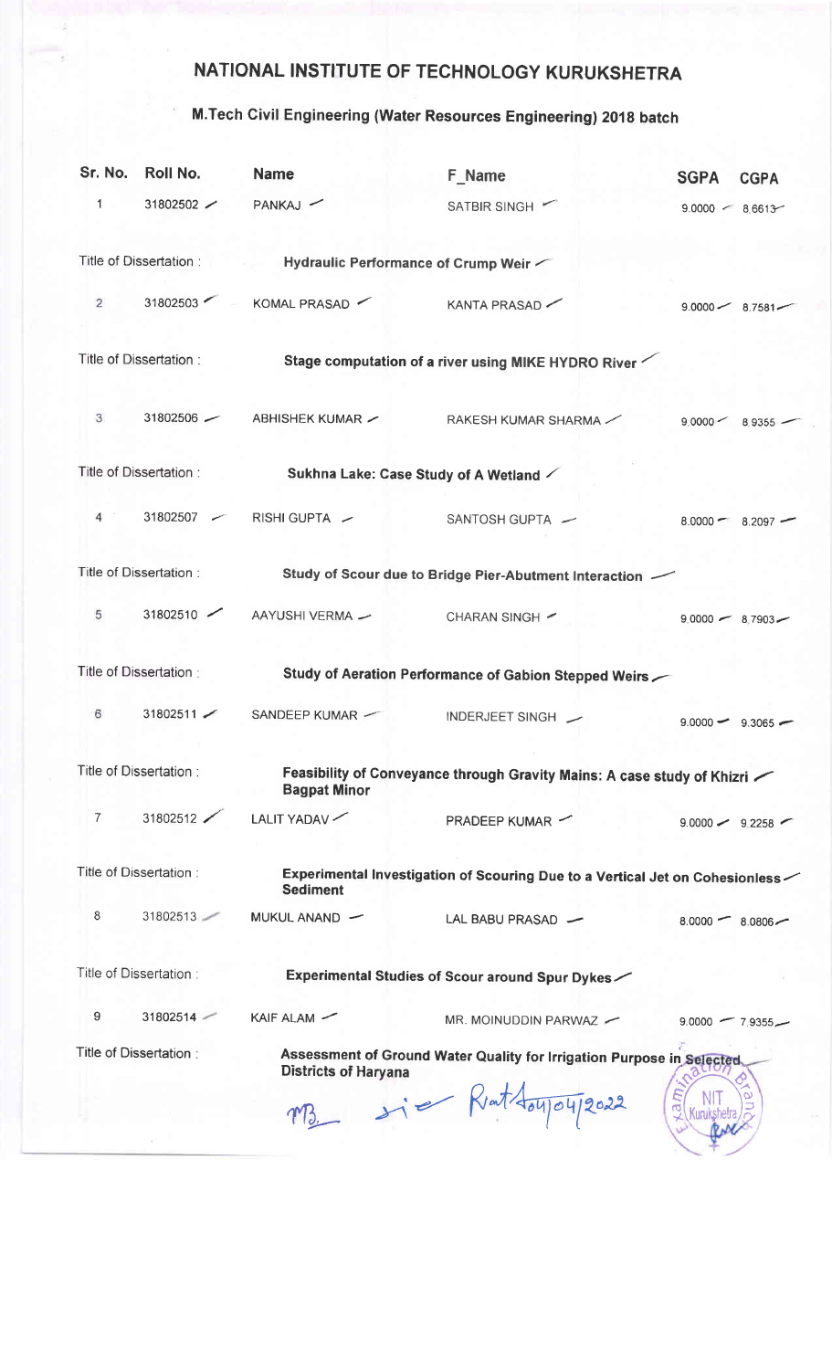# NATIONAL INSTITUTE OF TECHNOLOGY KURUKSHETRA

## M.Tech Civil Engineering (Water Resources Engineering) 2018 batch

| Sr. No. | Roll No. | Name | F_Name | SGPA | CGPA |
|---|---|---|---|---|---|
| 1 | 31802502 | PANKAJ | SATBIR SINGH | 9.0000 | 8.6613 |
| Title of Dissertation : | | **Hydraulic Performance of Crump Weir** | | | |
| 2 | 31802503 | KOMAL PRASAD | KANTA PRASAD | 9.0000 | 8.7581 |
| Title of Dissertation : | | **Stage computation of a river using MIKE HYDRO River** | | | |
| 3 | 31802506 | ABHISHEK KUMAR | RAKESH KUMAR SHARMA | 9.0000 | 8.9355 |
| Title of Dissertation : | | **Sukhna Lake: Case Study of A Wetland** | | | |
| 4 | 31802507 | RISHI GUPTA | SANTOSH GUPTA | 8.0000 | 8.2097 |
| Title of Dissertation : | | **Study of Scour due to Bridge Pier-Abutment Interaction** | | | |
| 5 | 31802510 | AAYUSHI VERMA | CHARAN SINGH | 9.0000 | 8.7903 |
| Title of Dissertation : | | **Study of Aeration Performance of Gabion Stepped Weirs** | | | |
| 6 | 31802511 | SANDEEP KUMAR | INDERJEET SINGH | 9.0000 | 9.3065 |
| Title of Dissertation : | | **Feasibility of Conveyance through Gravity Mains: A case study of Khizri Bagpat Minor** | | | |
| 7 | 31802512 | LALIT YADAV | PRADEEP KUMAR | 9.0000 | 9.2258 |
| Title of Dissertation : | | **Experimental Investigation of Scouring Due to a Vertical Jet on Cohesionless Sediment** | | | |
| 8 | 31802513 | MUKUL ANAND | LAL BABU PRASAD | 8.0000 | 8.0806 |
| Title of Dissertation : | | **Experimental Studies of Scour around Spur Dykes** | | | |
| 9 | 31802514 | KAIF ALAM | MR. MOINUDDIN PARWAZ | 9.0000 | 7.9355 |
| Title of Dissertation : | | **Assessment of Ground Water Quality for Irrigation Purpose in Selected Districts of Haryana** | | | |

Rat 04/04/2022

Examination Branch NIT Kurukshetra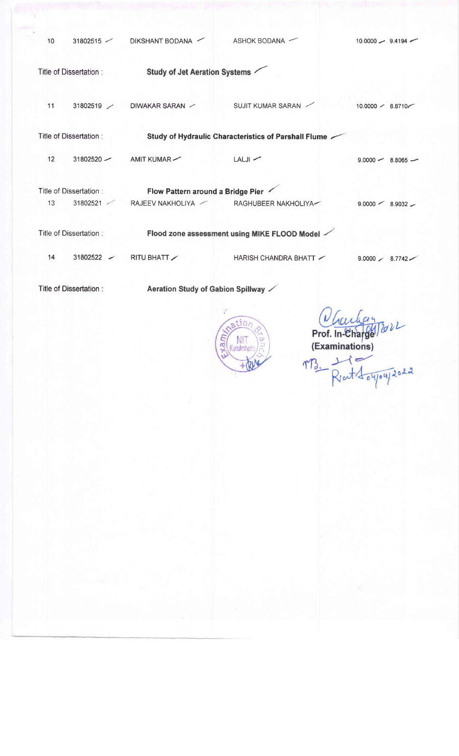| | | | | | |
|---|---|---|---|---|---|
| 10 | 31802515 | DIKSHANT BODANA | ASHOK BODANA | 10.0000 | 9.4194 |

Title of Dissertation : **Study of Jet Aeration Systems**

| | | | | | |
|---|---|---|---|---|---|
| 11 | 31802519 | DIWAKAR SARAN | SUJIT KUMAR SARAN | 10.0000 | 8.8710 |

Title of Dissertation : **Study of Hydraulic Characteristics of Parshall Flume**

| | | | | | |
|---|---|---|---|---|---|
| 12 | 31802520 | AMIT KUMAR | LALJI | 9.0000 | 8.8065 |

Title of Dissertation : **Flow Pattern around a Bridge Pier**

| | | | | | |
|---|---|---|---|---|---|
| 13 | 31802521 | RAJEEV NAKHOLIYA | RAGHUBEER NAKHOLIYA | 9.0000 | 8.9032 |

Title of Dissertation : **Flood zone assessment using MIKE FLOOD Model**

| | | | | | |
|---|---|---|---|---|---|
| 14 | 31802522 | RITU BHATT | HARISH CHANDRA BHATT | 9.0000 | 8.7742 |

Title of Dissertation : **Aeration Study of Gabion Spillway**

Examination Branch NIT Kurukshetra

05/04/2022

**Prof. In-Charge**
**(Examinations)**

Riat 04/04/2022